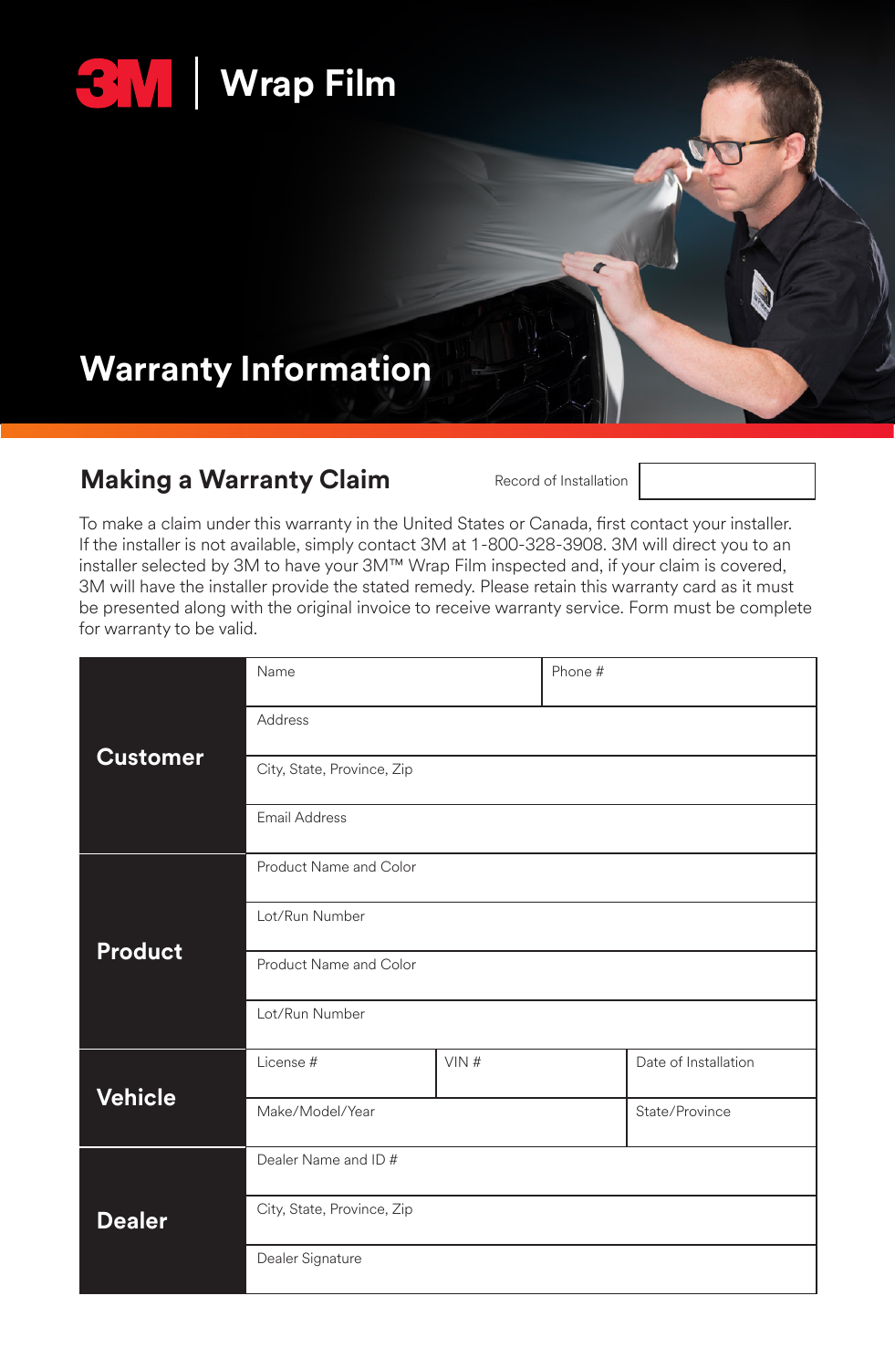3M | Wrap Film

# Warranty Information

## Making a Warranty Claim

Record of Installation

To make a claim under this warranty in the United States or Canada, first contact your installer. If the installer is not available, simply contact 3M at 1-800-328-3908. 3M will direct you to an installer selected by 3M to have your 3M™ Wrap Film inspected and, if your claim is covered, 3M will have the installer provide the stated remedy. Please retain this warranty card as it must be presented along with the original invoice to receive warranty service. Form must be complete for warranty to be valid.

| | | | |
|---|---|---|---|
| **Customer** | Name | | Phone # |
| | Address | | |
| | City, State, Province, Zip | | |
| | Email Address | | |
| **Product** | Product Name and Color | | |
| | Lot/Run Number | | |
| | Product Name and Color | | |
| | Lot/Run Number | | |
| **Vehicle** | License # | VIN # | Date of Installation |
| | Make/Model/Year | | State/Province |
| **Dealer** | Dealer Name and ID # | | |
| | City, State, Province, Zip | | |
| | Dealer Signature | | |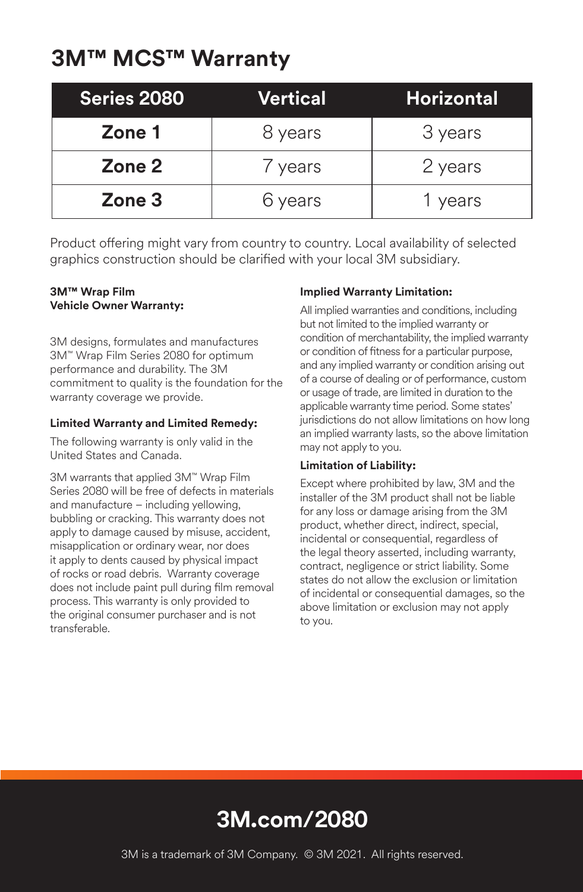# 3M™ MCS™ Warranty

| Series 2080 | Vertical | Horizontal |
| --- | --- | --- |
| **Zone 1** | 8 years | 3 years |
| **Zone 2** | 7 years | 2 years |
| **Zone 3** | 6 years | 1 years |

Product offering might vary from country to country. Local availability of selected graphics construction should be clarified with your local 3M subsidiary.

**3M™ Wrap Film Vehicle Owner Warranty:**

3M designs, formulates and manufactures 3M™ Wrap Film Series 2080 for optimum performance and durability. The 3M commitment to quality is the foundation for the warranty coverage we provide.

**Limited Warranty and Limited Remedy:**

The following warranty is only valid in the United States and Canada.

3M warrants that applied 3M™ Wrap Film Series 2080 will be free of defects in materials and manufacture – including yellowing, bubbling or cracking. This warranty does not apply to damage caused by misuse, accident, misapplication or ordinary wear, nor does it apply to dents caused by physical impact of rocks or road debris. Warranty coverage does not include paint pull during film removal process. This warranty is only provided to the original consumer purchaser and is not transferable.

**Implied Warranty Limitation:**

All implied warranties and conditions, including but not limited to the implied warranty or condition of merchantability, the implied warranty or condition of fitness for a particular purpose, and any implied warranty or condition arising out of a course of dealing or of performance, custom or usage of trade, are limited in duration to the applicable warranty time period. Some states' jurisdictions do not allow limitations on how long an implied warranty lasts, so the above limitation may not apply to you.

**Limitation of Liability:**

Except where prohibited by law, 3M and the installer of the 3M product shall not be liable for any loss or damage arising from the 3M product, whether direct, indirect, special, incidental or consequential, regardless of the legal theory asserted, including warranty, contract, negligence or strict liability. Some states do not allow the exclusion or limitation of incidental or consequential damages, so the above limitation or exclusion may not apply to you.

## 3M.com/2080

3M is a trademark of 3M Company. © 3M 2021. All rights reserved.